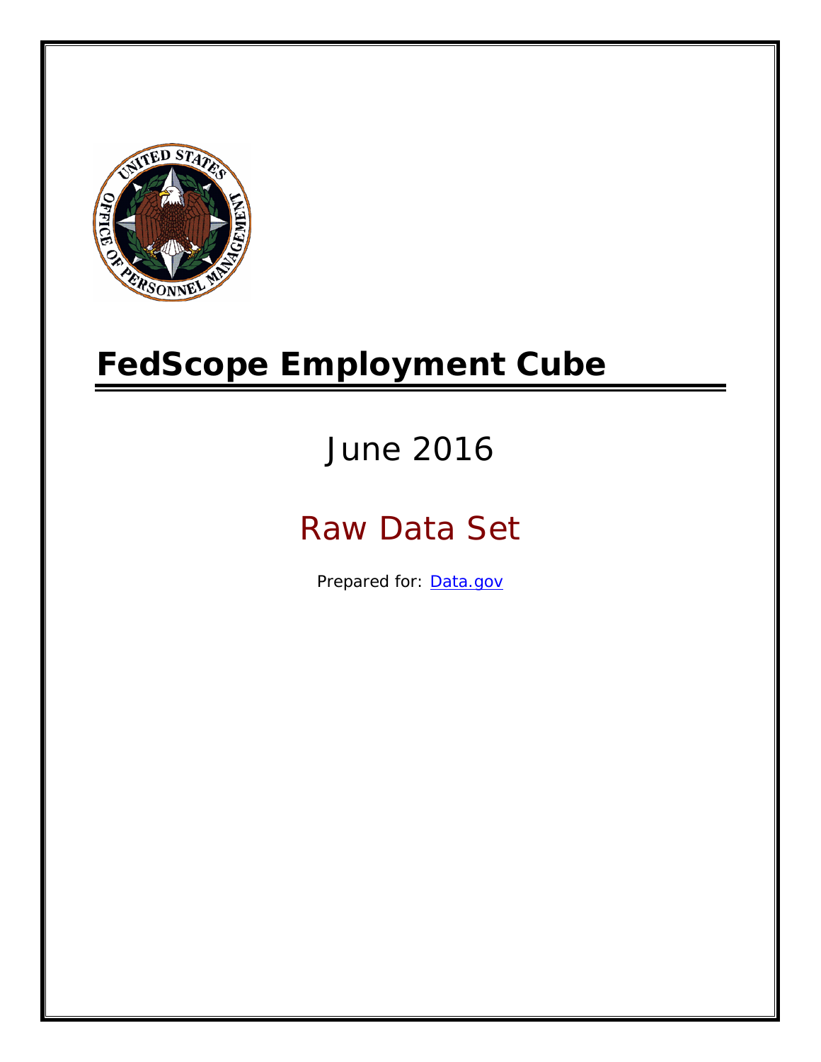# FedScope Employment Cube

## June 2016

## Raw Data Set

Prepared for: [Data.gov](Data.gov)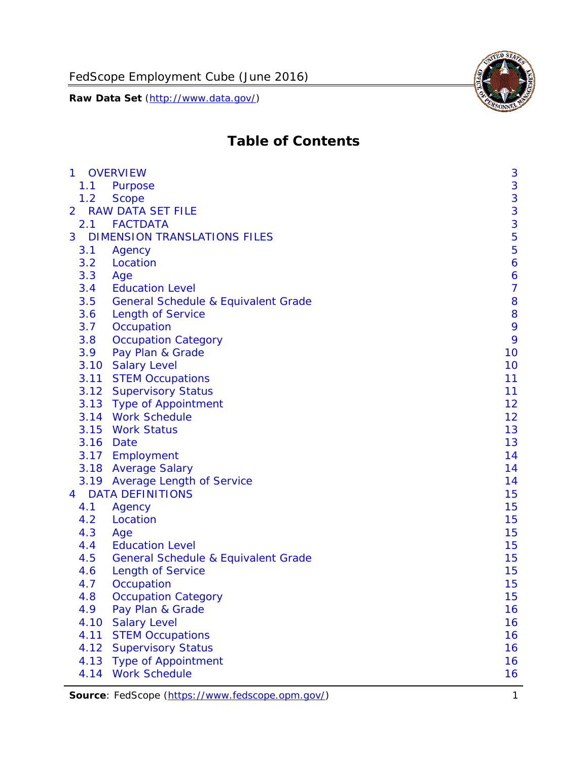# Table of Contents

| | | |
|---|---|---|
| 1 | OVERVIEW | 3 |
| 1.1 | Purpose | 3 |
| 1.2 | Scope | 3 |
| 2 | RAW DATA SET FILE | 3 |
| 2.1 | FACTDATA | 3 |
| 3 | DIMENSION TRANSLATIONS FILES | 5 |
| 3.1 | Agency | 5 |
| 3.2 | Location | 6 |
| 3.3 | Age | 6 |
| 3.4 | Education Level | 7 |
| 3.5 | General Schedule & Equivalent Grade | 8 |
| 3.6 | Length of Service | 8 |
| 3.7 | Occupation | 9 |
| 3.8 | Occupation Category | 9 |
| 3.9 | Pay Plan & Grade | 10 |
| 3.10 | Salary Level | 10 |
| 3.11 | STEM Occupations | 11 |
| 3.12 | Supervisory Status | 11 |
| 3.13 | Type of Appointment | 12 |
| 3.14 | Work Schedule | 12 |
| 3.15 | Work Status | 13 |
| 3.16 | Date | 13 |
| 3.17 | Employment | 14 |
| 3.18 | Average Salary | 14 |
| 3.19 | Average Length of Service | 14 |
| 4 | DATA DEFINITIONS | 15 |
| 4.1 | Agency | 15 |
| 4.2 | Location | 15 |
| 4.3 | Age | 15 |
| 4.4 | Education Level | 15 |
| 4.5 | General Schedule & Equivalent Grade | 15 |
| 4.6 | Length of Service | 15 |
| 4.7 | Occupation | 15 |
| 4.8 | Occupation Category | 15 |
| 4.9 | Pay Plan & Grade | 16 |
| 4.10 | Salary Level | 16 |
| 4.11 | STEM Occupations | 16 |
| 4.12 | Supervisory Status | 16 |
| 4.13 | Type of Appointment | 16 |
| 4.14 | Work Schedule | 16 |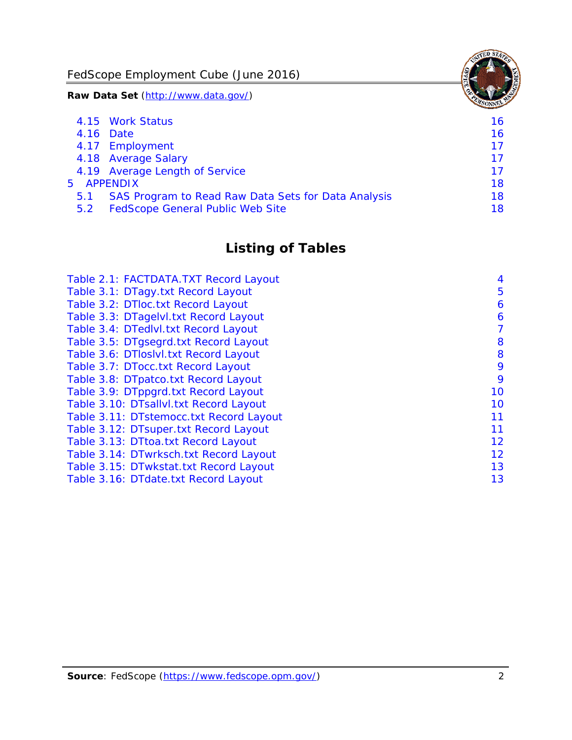4.15 Work Status 16
4.16 Date 16
4.17 Employment 17
4.18 Average Salary 17
4.19 Average Length of Service 17
5 APPENDIX 18
5.1 SAS Program to Read Raw Data Sets for Data Analysis 18
5.2 FedScope General Public Web Site 18

## Listing of Tables

Table 2.1: FACTDATA.TXT Record Layout 4
Table 3.1: DTagy.txt Record Layout 5
Table 3.2: DTloc.txt Record Layout 6
Table 3.3: DTagelvl.txt Record Layout 6
Table 3.4: DTedlvl.txt Record Layout 7
Table 3.5: DTgsegrd.txt Record Layout 8
Table 3.6: DTloslvl.txt Record Layout 8
Table 3.7: DTocc.txt Record Layout 9
Table 3.8: DTpatco.txt Record Layout 9
Table 3.9: DTppgrd.txt Record Layout 10
Table 3.10: DTsallvl.txt Record Layout 10
Table 3.11: DTstemocc.txt Record Layout 11
Table 3.12: DTsuper.txt Record Layout 11
Table 3.13: DTtoa.txt Record Layout 12
Table 3.14: DTwrksch.txt Record Layout 12
Table 3.15: DTwkstat.txt Record Layout 13
Table 3.16: DTdate.txt Record Layout 13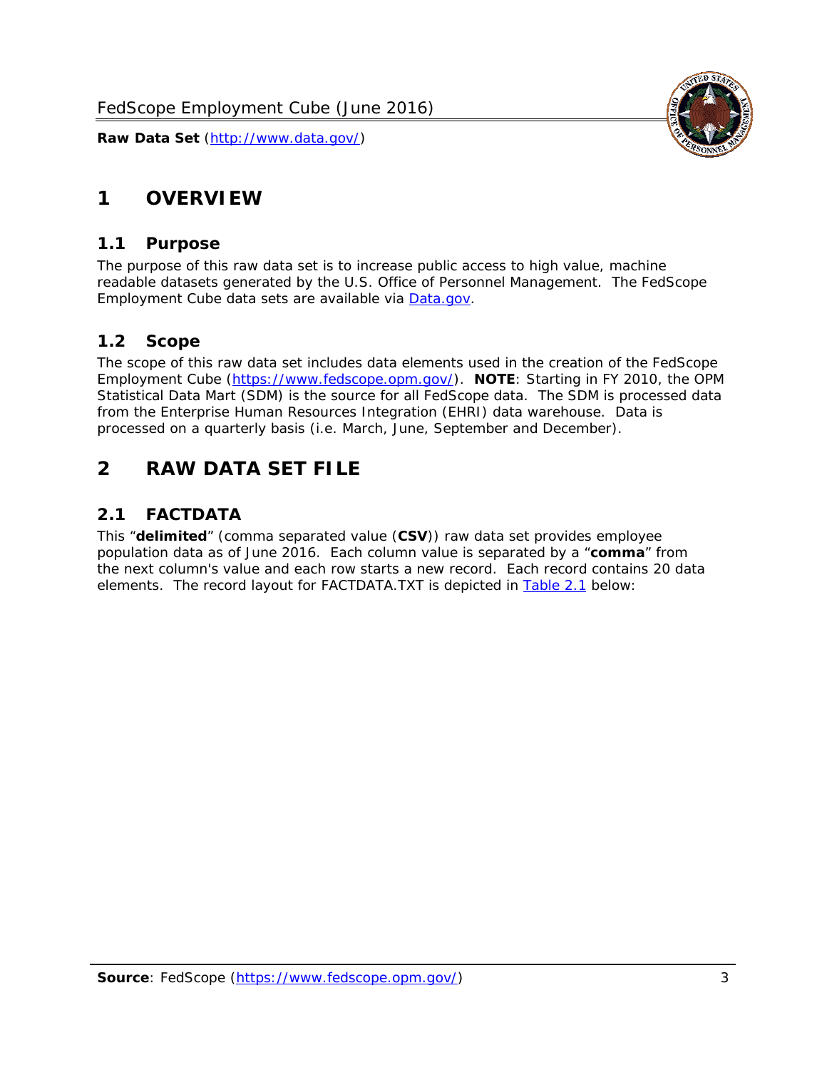# 1 OVERVIEW

## 1.1 Purpose

The purpose of this raw data set is to increase public access to high value, machine readable datasets generated by the U.S. Office of Personnel Management. The FedScope Employment Cube data sets are available via [Data.gov](http://www.data.gov/).

## 1.2 Scope

The scope of this raw data set includes data elements used in the creation of the FedScope Employment Cube ([https://www.fedscope.opm.gov/](https://www.fedscope.opm.gov/)). **NOTE**: Starting in FY 2010, the OPM Statistical Data Mart (SDM) is the source for all FedScope data. The SDM is processed data from the Enterprise Human Resources Integration (EHRI) data warehouse. Data is processed on a quarterly basis (i.e. March, June, September and December).

# 2 RAW DATA SET FILE

## 2.1 FACTDATA

This "**delimited**" (comma separated value (**CSV**)) raw data set provides employee population data as of June 2016. Each column value is separated by a "**comma**" from the next column's value and each row starts a new record. Each record contains 20 data elements. The record layout for FACTDATA.TXT is depicted in Table 2.1 below: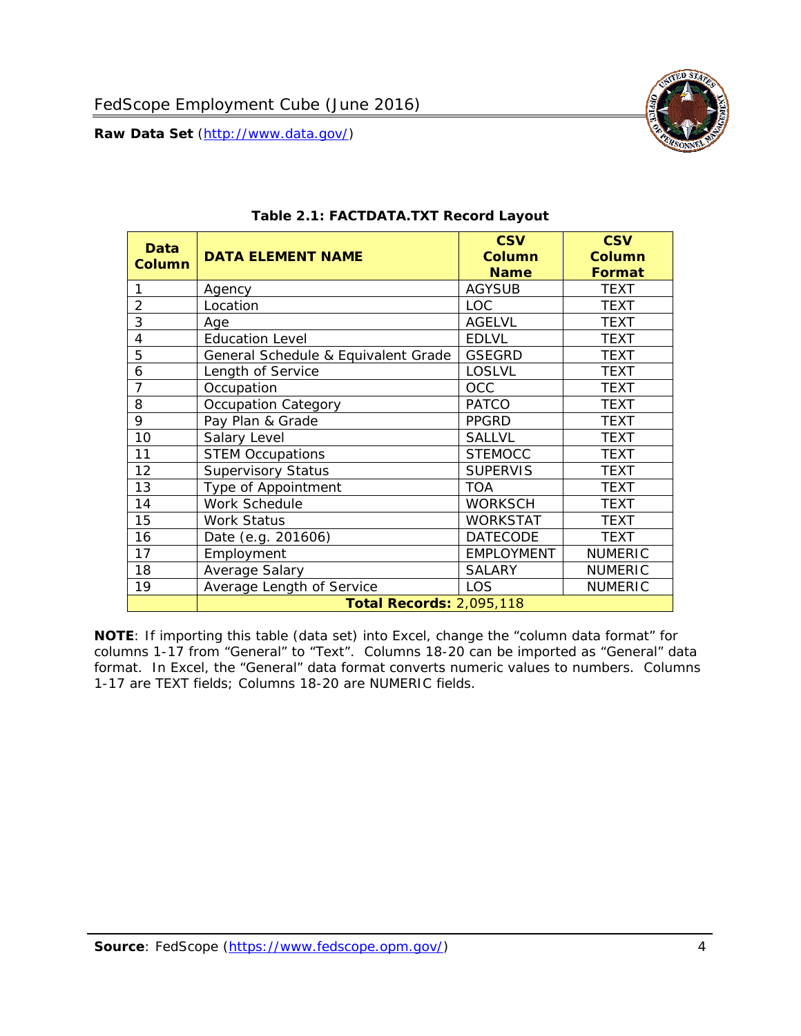**Table 2.1: FACTDATA.TXT Record Layout**

| Data Column | DATA ELEMENT NAME | CSV Column Name | CSV Column Format |
|---|---|---|---|
| 1 | Agency | AGYSUB | TEXT |
| 2 | Location | LOC | TEXT |
| 3 | Age | AGELVL | TEXT |
| 4 | Education Level | EDLVL | TEXT |
| 5 | General Schedule & Equivalent Grade | GSEGRD | TEXT |
| 6 | Length of Service | LOSLVL | TEXT |
| 7 | Occupation | OCC | TEXT |
| 8 | Occupation Category | PATCO | TEXT |
| 9 | Pay Plan & Grade | PPGRD | TEXT |
| 10 | Salary Level | SALLVL | TEXT |
| 11 | STEM Occupations | STEMOCC | TEXT |
| 12 | Supervisory Status | SUPERVIS | TEXT |
| 13 | Type of Appointment | TOA | TEXT |
| 14 | Work Schedule | WORKSCH | TEXT |
| 15 | Work Status | WORKSTAT | TEXT |
| 16 | Date (e.g. 201606) | DATECODE | TEXT |
| 17 | Employment | EMPLOYMENT | NUMERIC |
| 18 | Average Salary | SALARY | NUMERIC |
| 19 | Average Length of Service | LOS | NUMERIC |
| | **Total Records:** 2,095,118 | | |

**NOTE**: If importing this table (data set) into Excel, change the "column data format" for columns 1-17 from "General" to "Text". Columns 18-20 can be imported as "General" data format. In Excel, the "General" data format converts numeric values to numbers. Columns 1-17 are TEXT fields; Columns 18-20 are NUMERIC fields.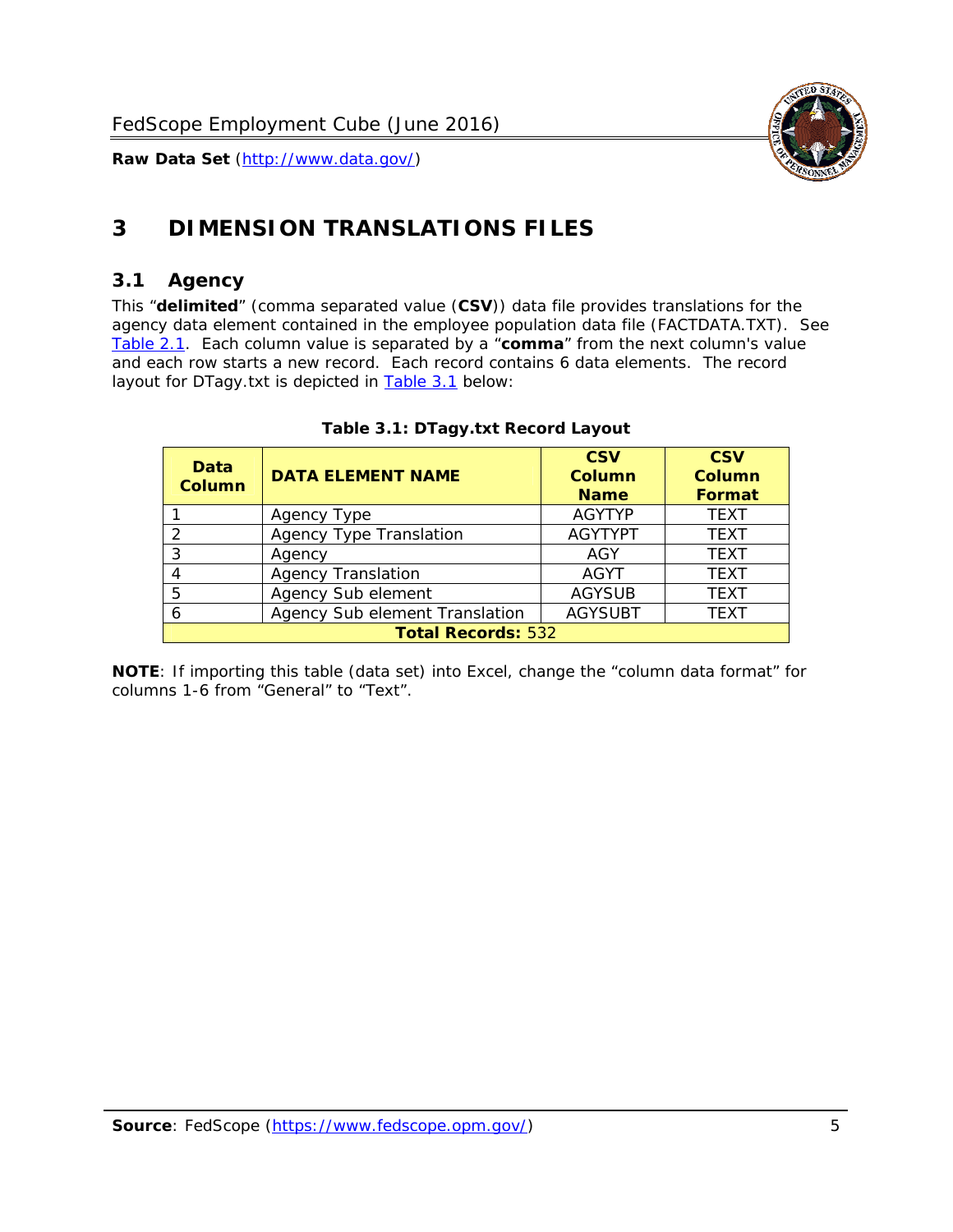# 3 DIMENSION TRANSLATIONS FILES

## 3.1 Agency

This "**delimited**" (comma separated value (**CSV**)) data file provides translations for the agency data element contained in the employee population data file (FACTDATA.TXT). See Table 2.1. Each column value is separated by a "**comma**" from the next column's value and each row starts a new record. Each record contains 6 data elements. The record layout for DTagy.txt is depicted in Table 3.1 below:

**Table 3.1: DTagy.txt Record Layout**

| Data Column | DATA ELEMENT NAME | CSV Column Name | CSV Column Format |
|---|---|---|---|
| 1 | Agency Type | AGYTYP | TEXT |
| 2 | Agency Type Translation | AGYTYPT | TEXT |
| 3 | Agency | AGY | TEXT |
| 4 | Agency Translation | AGYT | TEXT |
| 5 | Agency Sub element | AGYSUB | TEXT |
| 6 | Agency Sub element Translation | AGYSUBT | TEXT |
| **Total Records:** 532 | | | |

**NOTE**: If importing this table (data set) into Excel, change the "column data format" for columns 1-6 from "General" to "Text".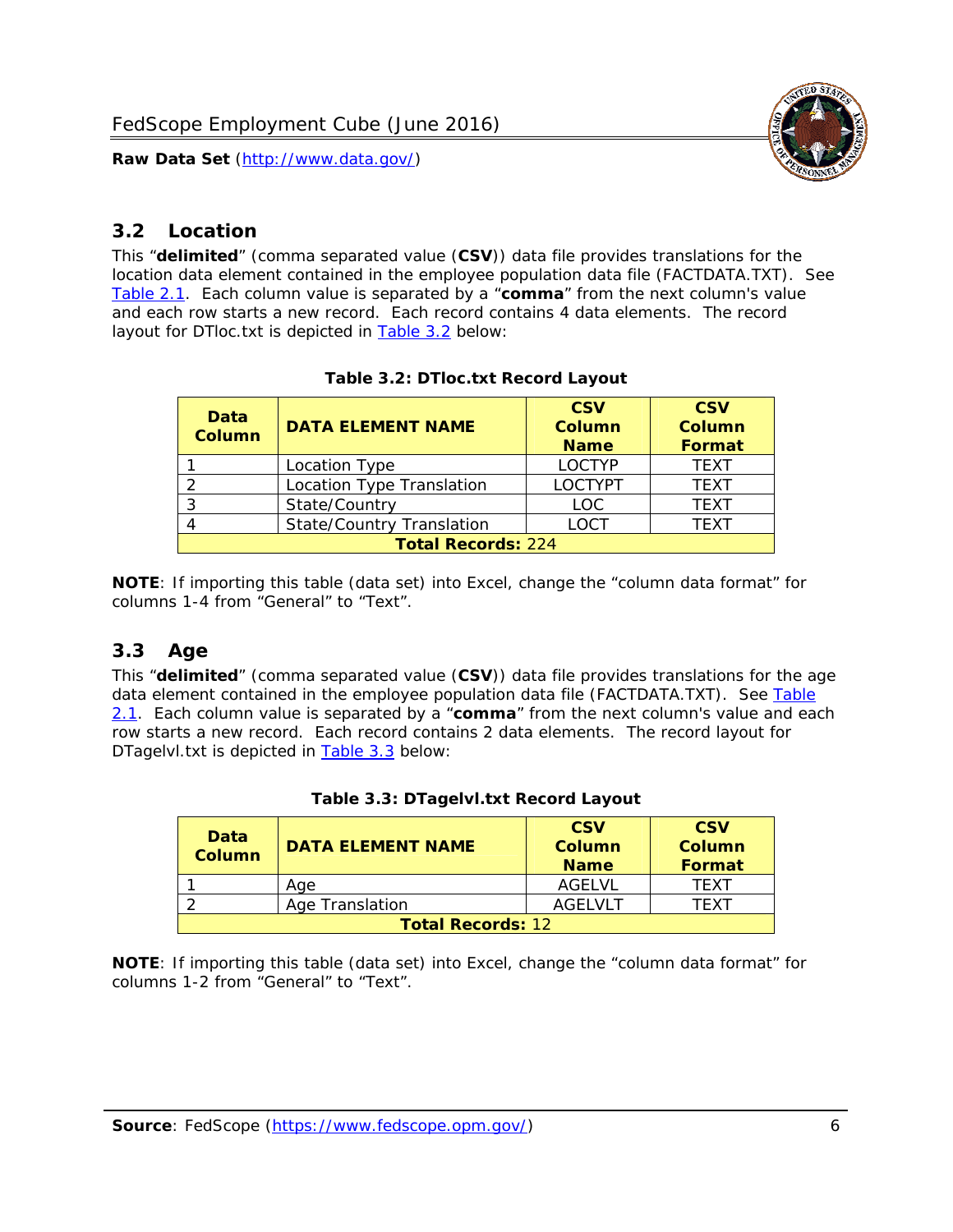## 3.2 Location

This “**delimited**” (comma separated value (**CSV**)) data file provides translations for the location data element contained in the employee population data file (FACTDATA.TXT). See Table 2.1. Each column value is separated by a “**comma**” from the next column's value and each row starts a new record. Each record contains 4 data elements. The record layout for DTloc.txt is depicted in Table 3.2 below:

**Table 3.2: DTloc.txt Record Layout**

| Data Column | DATA ELEMENT NAME | CSV Column Name | CSV Column Format |
|---|---|---|---|
| 1 | Location Type | LOCTYP | TEXT |
| 2 | Location Type Translation | LOCTYPT | TEXT |
| 3 | State/Country | LOC | TEXT |
| 4 | State/Country Translation | LOCT | TEXT |
| **Total Records:** 224 | | | |

**NOTE**: If importing this table (data set) into Excel, change the “column data format” for columns 1-4 from “General” to “Text”.

## 3.3 Age

This “**delimited**” (comma separated value (**CSV**)) data file provides translations for the age data element contained in the employee population data file (FACTDATA.TXT). See Table 2.1. Each column value is separated by a “**comma**” from the next column's value and each row starts a new record. Each record contains 2 data elements. The record layout for DTagelvl.txt is depicted in Table 3.3 below:

**Table 3.3: DTagelvl.txt Record Layout**

| Data Column | DATA ELEMENT NAME | CSV Column Name | CSV Column Format |
|---|---|---|---|
| 1 | Age | AGELVL | TEXT |
| 2 | Age Translation | AGELVLT | TEXT |
| **Total Records:** 12 | | | |

**NOTE**: If importing this table (data set) into Excel, change the “column data format” for columns 1-2 from “General” to “Text”.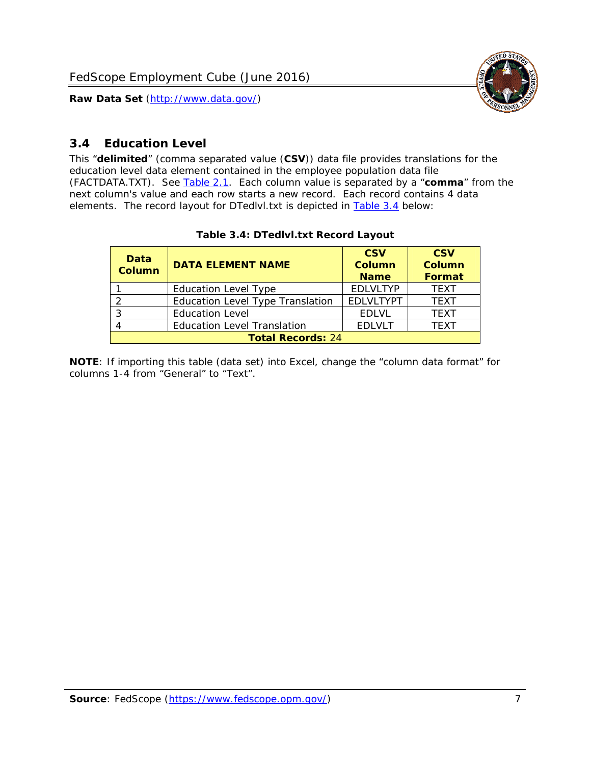## 3.4 Education Level

This "**delimited**" (comma separated value (**CSV**)) data file provides translations for the education level data element contained in the employee population data file (FACTDATA.TXT). See Table 2.1. Each column value is separated by a "**comma**" from the next column's value and each row starts a new record. Each record contains 4 data elements. The record layout for DTedlvl.txt is depicted in Table 3.4 below:

**Table 3.4: DTedlvl.txt Record Layout**

| Data Column | DATA ELEMENT NAME | CSV Column Name | CSV Column Format |
|---|---|---|---|
| 1 | Education Level Type | EDLVLTYP | TEXT |
| 2 | Education Level Type Translation | EDLVLTYPT | TEXT |
| 3 | Education Level | EDLVL | TEXT |
| 4 | Education Level Translation | EDLVLT | TEXT |
| **Total Records:** 24 | | | |

**NOTE**: If importing this table (data set) into Excel, change the "column data format" for columns 1-4 from "General" to "Text".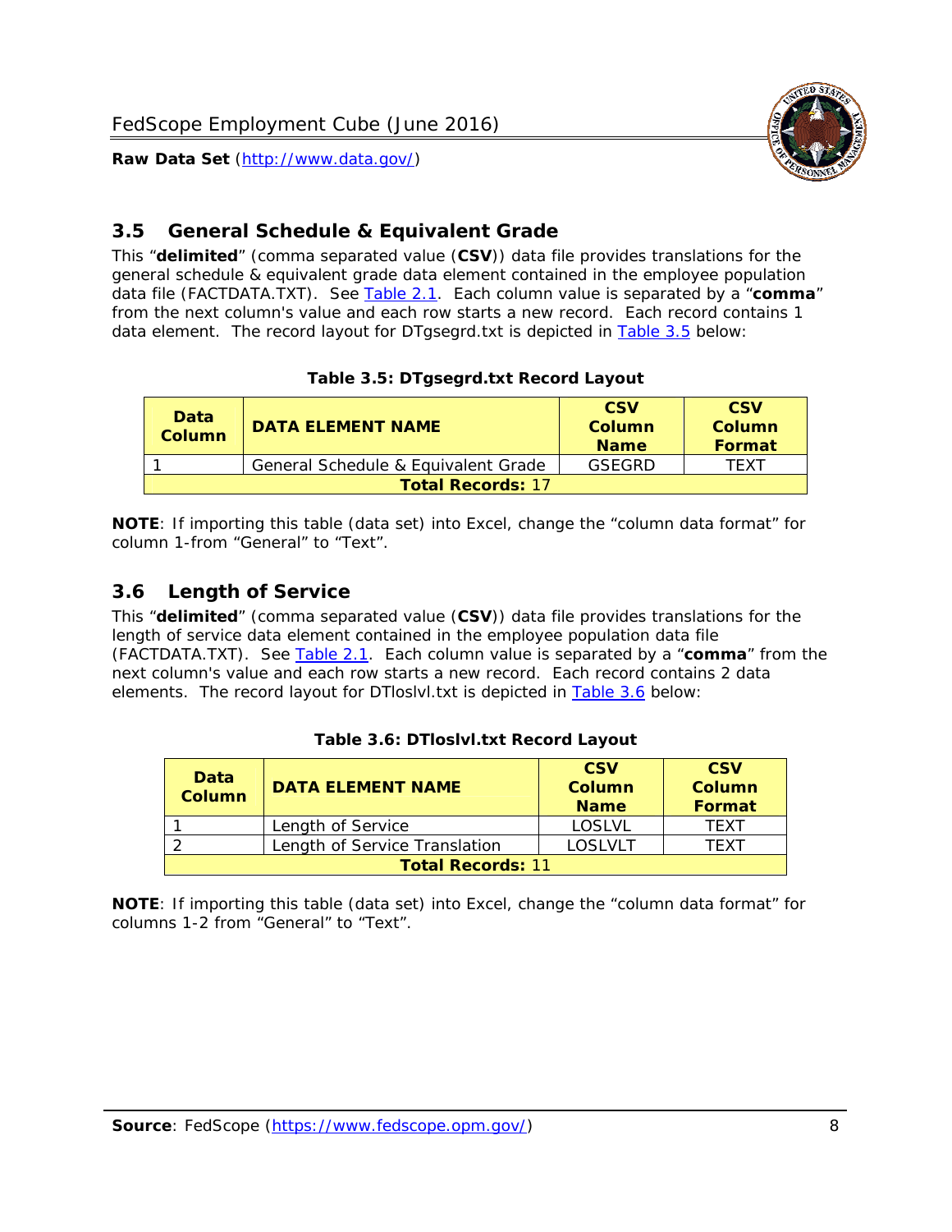## 3.5 General Schedule & Equivalent Grade

This "**delimited**" (comma separated value (**CSV**)) data file provides translations for the general schedule & equivalent grade data element contained in the employee population data file (FACTDATA.TXT). See Table 2.1. Each column value is separated by a "**comma**" from the next column's value and each row starts a new record. Each record contains 1 data element. The record layout for DTgsegrd.txt is depicted in Table 3.5 below:

**Table 3.5: DTgsegrd.txt Record Layout**

| Data Column | DATA ELEMENT NAME | CSV Column Name | CSV Column Format |
|---|---|---|---|
| 1 | General Schedule & Equivalent Grade | GSEGRD | TEXT |
| **Total Records:** 17 | | | |

**NOTE**: If importing this table (data set) into Excel, change the "column data format" for column 1-from "General" to "Text".

## 3.6 Length of Service

This "**delimited**" (comma separated value (**CSV**)) data file provides translations for the length of service data element contained in the employee population data file (FACTDATA.TXT). See Table 2.1. Each column value is separated by a "**comma**" from the next column's value and each row starts a new record. Each record contains 2 data elements. The record layout for DTloslvl.txt is depicted in Table 3.6 below:

**Table 3.6: DTloslvl.txt Record Layout**

| Data Column | DATA ELEMENT NAME | CSV Column Name | CSV Column Format |
|---|---|---|---|
| 1 | Length of Service | LOSLVL | TEXT |
| 2 | Length of Service Translation | LOSLVLT | TEXT |
| **Total Records:** 11 | | | |

**NOTE**: If importing this table (data set) into Excel, change the "column data format" for columns 1-2 from "General" to "Text".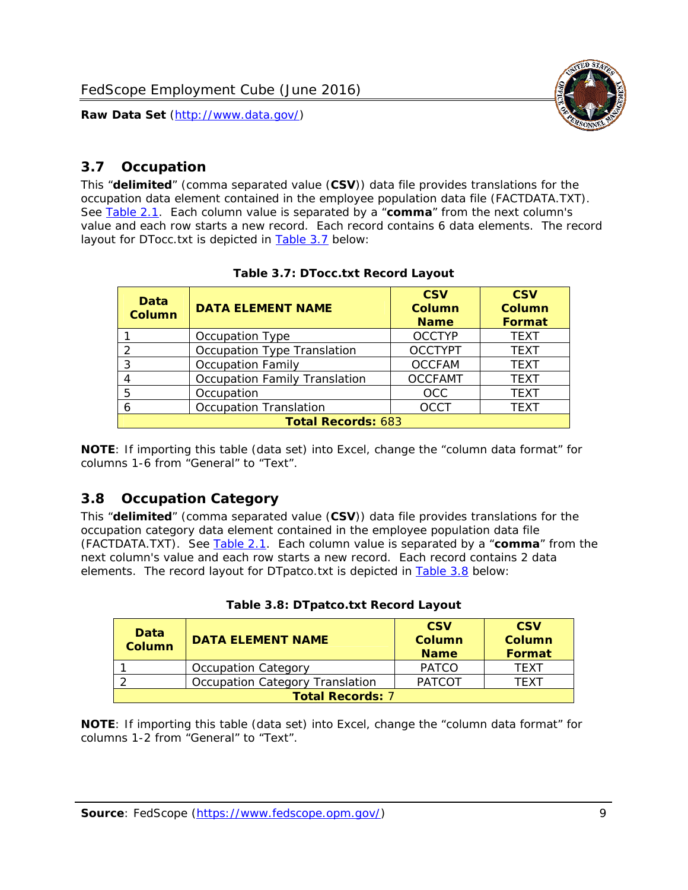## 3.7 Occupation

This "**delimited**" (comma separated value (**CSV**)) data file provides translations for the occupation data element contained in the employee population data file (FACTDATA.TXT). See Table 2.1. Each column value is separated by a "**comma**" from the next column's value and each row starts a new record. Each record contains 6 data elements. The record layout for DTocc.txt is depicted in Table 3.7 below:

**Table 3.7: DTocc.txt Record Layout**

| Data Column | DATA ELEMENT NAME | CSV Column Name | CSV Column Format |
|---|---|---|---|
| 1 | Occupation Type | OCCTYP | TEXT |
| 2 | Occupation Type Translation | OCCTYPT | TEXT |
| 3 | Occupation Family | OCCFAM | TEXT |
| 4 | Occupation Family Translation | OCCFAMT | TEXT |
| 5 | Occupation | OCC | TEXT |
| 6 | Occupation Translation | OCCT | TEXT |
| **Total Records:** 683 | | | |

**NOTE**: If importing this table (data set) into Excel, change the "column data format" for columns 1-6 from "General" to "Text".

## 3.8 Occupation Category

This "**delimited**" (comma separated value (**CSV**)) data file provides translations for the occupation category data element contained in the employee population data file (FACTDATA.TXT). See Table 2.1. Each column value is separated by a "**comma**" from the next column's value and each row starts a new record. Each record contains 2 data elements. The record layout for DTpatco.txt is depicted in Table 3.8 below:

**Table 3.8: DTpatco.txt Record Layout**

| Data Column | DATA ELEMENT NAME | CSV Column Name | CSV Column Format |
|---|---|---|---|
| 1 | Occupation Category | PATCO | TEXT |
| 2 | Occupation Category Translation | PATCOT | TEXT |
| **Total Records:** 7 | | | |

**NOTE**: If importing this table (data set) into Excel, change the "column data format" for columns 1-2 from "General" to "Text".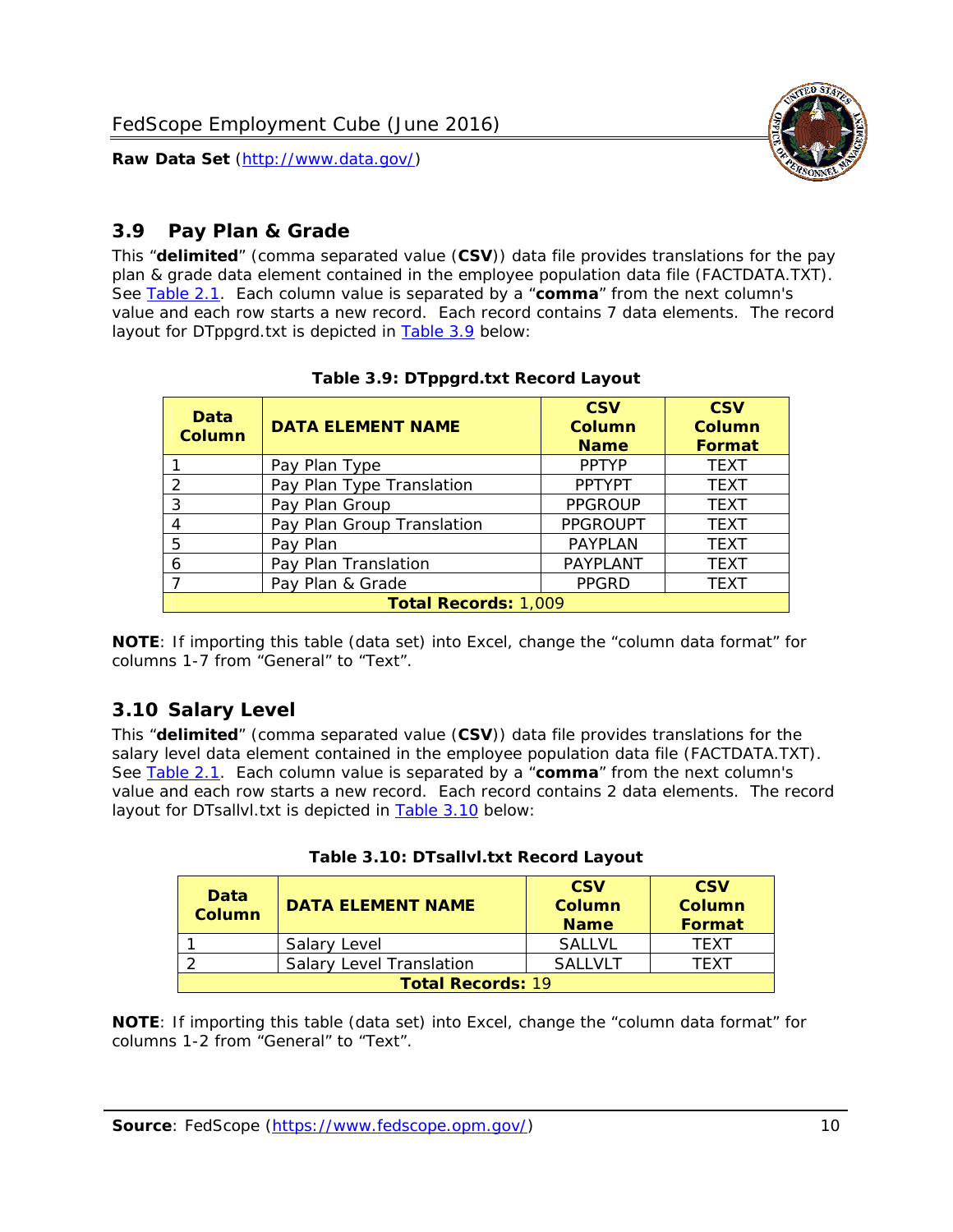## 3.9 Pay Plan & Grade

This "**delimited**" (comma separated value (**CSV**)) data file provides translations for the pay plan & grade data element contained in the employee population data file (FACTDATA.TXT). See Table 2.1. Each column value is separated by a "**comma**" from the next column's value and each row starts a new record. Each record contains 7 data elements. The record layout for DTppgrd.txt is depicted in Table 3.9 below:

**Table 3.9: DTppgrd.txt Record Layout**

| Data Column | DATA ELEMENT NAME | CSV Column Name | CSV Column Format |
|---|---|---|---|
| 1 | Pay Plan Type | PPTYP | TEXT |
| 2 | Pay Plan Type Translation | PPTYPT | TEXT |
| 3 | Pay Plan Group | PPGROUP | TEXT |
| 4 | Pay Plan Group Translation | PPGROUPT | TEXT |
| 5 | Pay Plan | PAYPLAN | TEXT |
| 6 | Pay Plan Translation | PAYPLANT | TEXT |
| 7 | Pay Plan & Grade | PPGRD | TEXT |
| **Total Records:** 1,009 | | | |

**NOTE**: If importing this table (data set) into Excel, change the "column data format" for columns 1-7 from "General" to "Text".

## 3.10 Salary Level

This "**delimited**" (comma separated value (**CSV**)) data file provides translations for the salary level data element contained in the employee population data file (FACTDATA.TXT). See Table 2.1. Each column value is separated by a "**comma**" from the next column's value and each row starts a new record. Each record contains 2 data elements. The record layout for DTsallvl.txt is depicted in Table 3.10 below:

**Table 3.10: DTsallvl.txt Record Layout**

| Data Column | DATA ELEMENT NAME | CSV Column Name | CSV Column Format |
|---|---|---|---|
| 1 | Salary Level | SALLVL | TEXT |
| 2 | Salary Level Translation | SALLVLT | TEXT |
| **Total Records:** 19 | | | |

**NOTE**: If importing this table (data set) into Excel, change the "column data format" for columns 1-2 from "General" to "Text".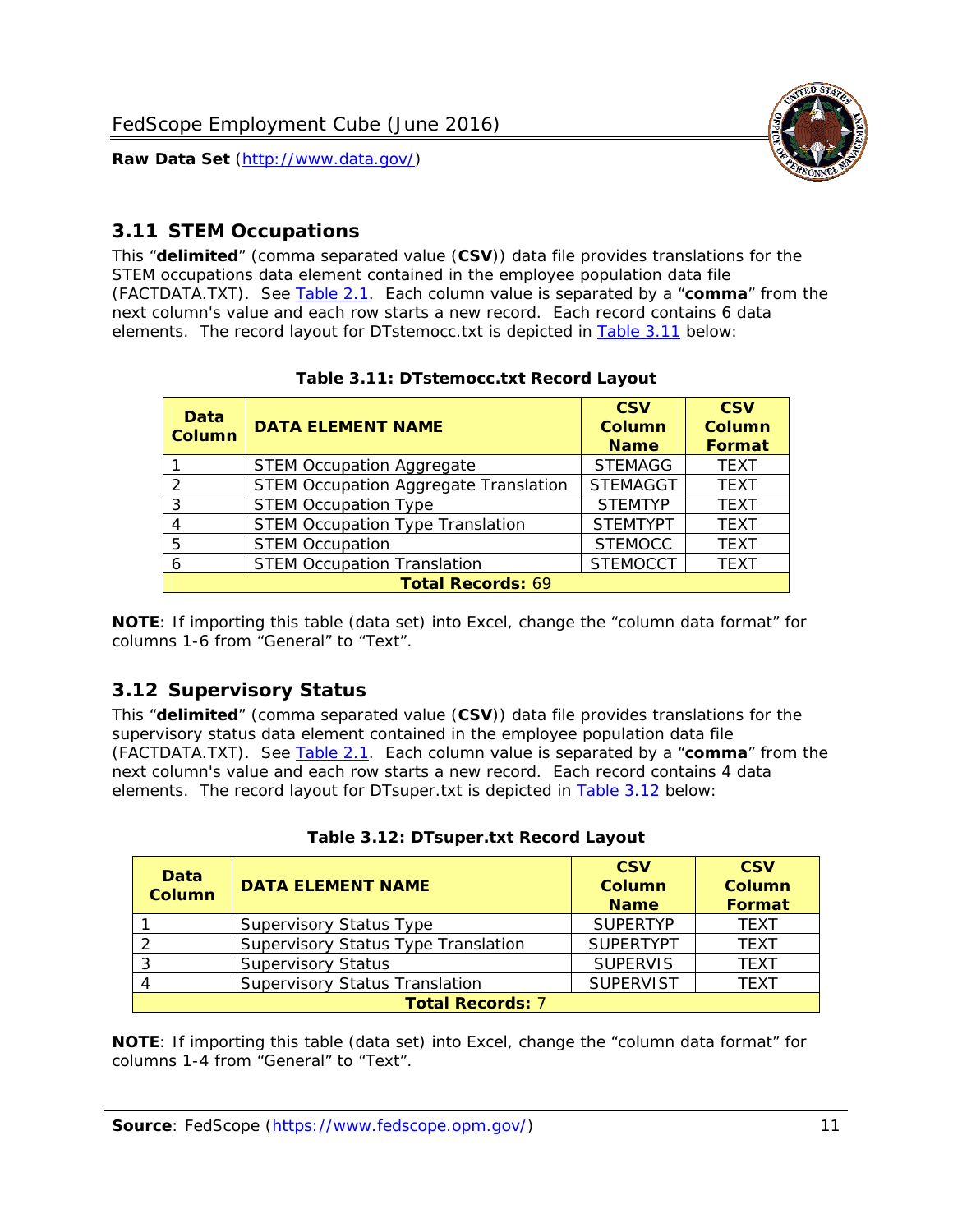## 3.11 STEM Occupations

This "**delimited**" (comma separated value (**CSV**)) data file provides translations for the STEM occupations data element contained in the employee population data file (FACTDATA.TXT). See Table 2.1. Each column value is separated by a "**comma**" from the next column's value and each row starts a new record. Each record contains 6 data elements. The record layout for DTstemocc.txt is depicted in Table 3.11 below:

**Table 3.11: DTstemocc.txt Record Layout**

| Data Column | DATA ELEMENT NAME | CSV Column Name | CSV Column Format |
|---|---|---|---|
| 1 | STEM Occupation Aggregate | STEMAGG | TEXT |
| 2 | STEM Occupation Aggregate Translation | STEMAGGT | TEXT |
| 3 | STEM Occupation Type | STEMTYP | TEXT |
| 4 | STEM Occupation Type Translation | STEMTYPT | TEXT |
| 5 | STEM Occupation | STEMOCC | TEXT |
| 6 | STEM Occupation Translation | STEMOCCT | TEXT |
| **Total Records: 69** | | | |

**NOTE**: If importing this table (data set) into Excel, change the "column data format" for columns 1-6 from "General" to "Text".

## 3.12 Supervisory Status

This "**delimited**" (comma separated value (**CSV**)) data file provides translations for the supervisory status data element contained in the employee population data file (FACTDATA.TXT). See Table 2.1. Each column value is separated by a "**comma**" from the next column's value and each row starts a new record. Each record contains 4 data elements. The record layout for DTsuper.txt is depicted in Table 3.12 below:

**Table 3.12: DTsuper.txt Record Layout**

| Data Column | DATA ELEMENT NAME | CSV Column Name | CSV Column Format |
|---|---|---|---|
| 1 | Supervisory Status Type | SUPERTYP | TEXT |
| 2 | Supervisory Status Type Translation | SUPERTYPT | TEXT |
| 3 | Supervisory Status | SUPERVIS | TEXT |
| 4 | Supervisory Status Translation | SUPERVIST | TEXT |
| **Total Records: 7** | | | |

**NOTE**: If importing this table (data set) into Excel, change the "column data format" for columns 1-4 from "General" to "Text".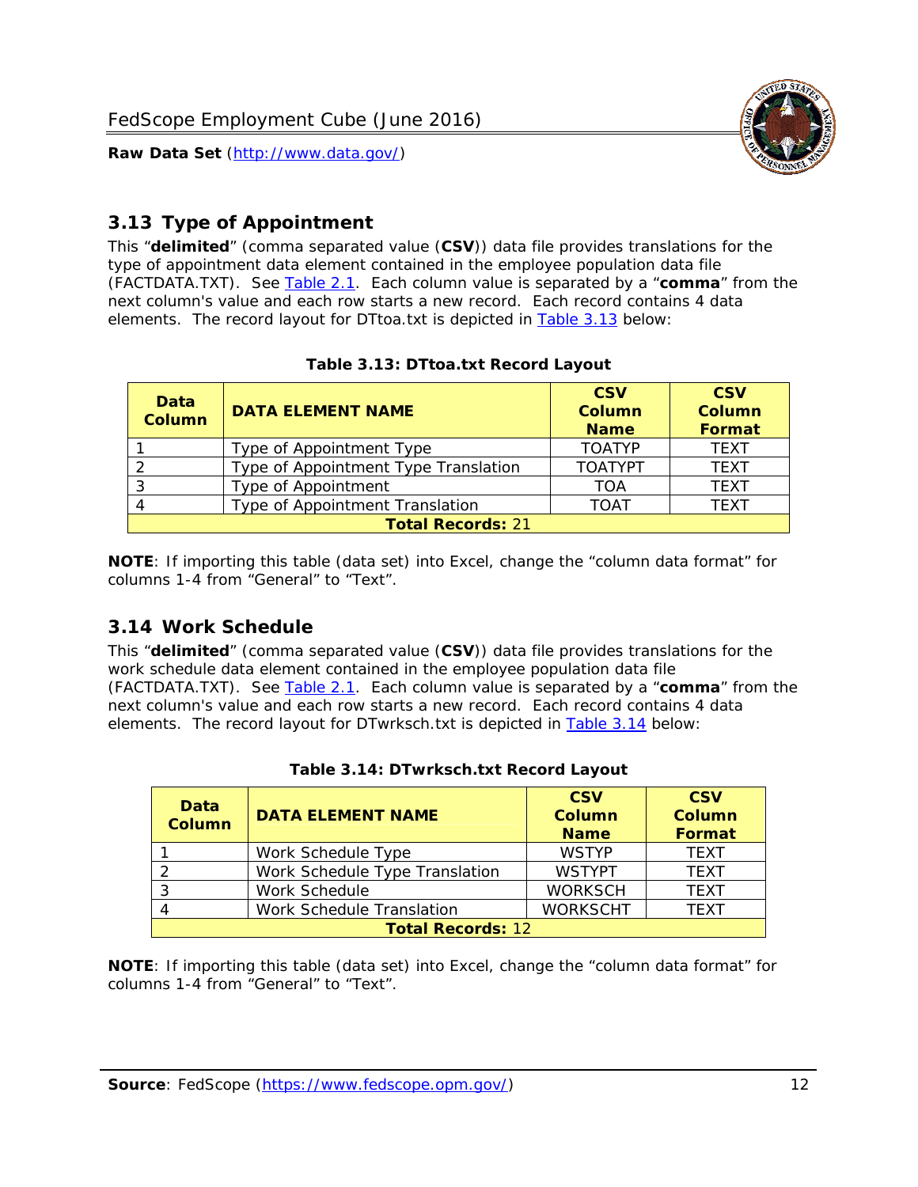## 3.13 Type of Appointment

This "**delimited**" (comma separated value (**CSV**)) data file provides translations for the type of appointment data element contained in the employee population data file (FACTDATA.TXT). See Table 2.1. Each column value is separated by a "**comma**" from the next column's value and each row starts a new record. Each record contains 4 data elements. The record layout for DTtoa.txt is depicted in Table 3.13 below:

**Table 3.13: DTtoa.txt Record Layout**

| Data Column | DATA ELEMENT NAME | CSV Column Name | CSV Column Format |
|---|---|---|---|
| 1 | Type of Appointment Type | TOATYP | TEXT |
| 2 | Type of Appointment Type Translation | TOATYPT | TEXT |
| 3 | Type of Appointment | TOA | TEXT |
| 4 | Type of Appointment Translation | TOAT | TEXT |
| **Total Records:** 21 | | | |

**NOTE**: If importing this table (data set) into Excel, change the "column data format" for columns 1-4 from "General" to "Text".

## 3.14 Work Schedule

This "**delimited**" (comma separated value (**CSV**)) data file provides translations for the work schedule data element contained in the employee population data file (FACTDATA.TXT). See Table 2.1. Each column value is separated by a "**comma**" from the next column's value and each row starts a new record. Each record contains 4 data elements. The record layout for DTwrksch.txt is depicted in Table 3.14 below:

**Table 3.14: DTwrksch.txt Record Layout**

| Data Column | DATA ELEMENT NAME | CSV Column Name | CSV Column Format |
|---|---|---|---|
| 1 | Work Schedule Type | WSTYP | TEXT |
| 2 | Work Schedule Type Translation | WSTYPT | TEXT |
| 3 | Work Schedule | WORKSCH | TEXT |
| 4 | Work Schedule Translation | WORKSCHT | TEXT |
| **Total Records:** 12 | | | |

**NOTE**: If importing this table (data set) into Excel, change the "column data format" for columns 1-4 from "General" to "Text".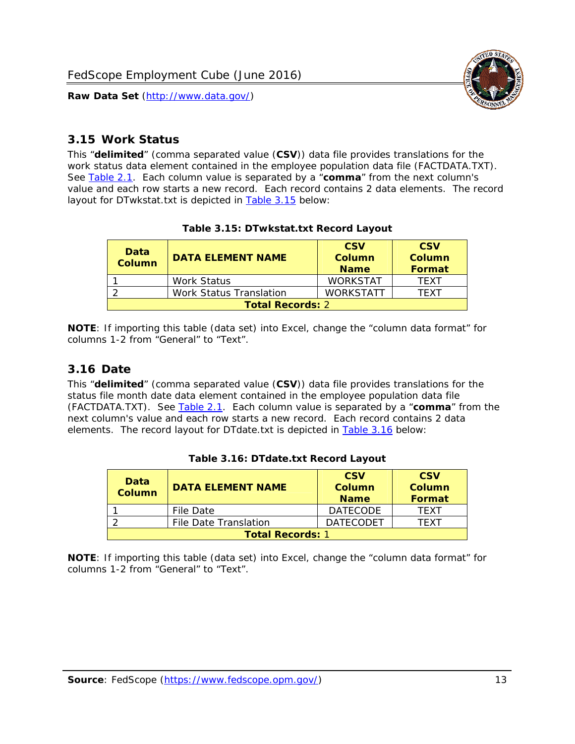## 3.15 Work Status

This "**delimited**" (comma separated value (**CSV**)) data file provides translations for the work status data element contained in the employee population data file (FACTDATA.TXT). See Table 2.1. Each column value is separated by a "**comma**" from the next column's value and each row starts a new record. Each record contains 2 data elements. The record layout for DTwkstat.txt is depicted in Table 3.15 below:

**Table 3.15: DTwkstat.txt Record Layout**

| Data Column | DATA ELEMENT NAME | CSV Column Name | CSV Column Format |
|---|---|---|---|
| 1 | Work Status | WORKSTAT | TEXT |
| 2 | Work Status Translation | WORKSTATT | TEXT |
| **Total Records:** 2 | | | |

**NOTE**: If importing this table (data set) into Excel, change the "column data format" for columns 1-2 from "General" to "Text".

## 3.16 Date

This "**delimited**" (comma separated value (**CSV**)) data file provides translations for the status file month date data element contained in the employee population data file (FACTDATA.TXT). See Table 2.1. Each column value is separated by a "**comma**" from the next column's value and each row starts a new record. Each record contains 2 data elements. The record layout for DTdate.txt is depicted in Table 3.16 below:

**Table 3.16: DTdate.txt Record Layout**

| Data Column | DATA ELEMENT NAME | CSV Column Name | CSV Column Format |
|---|---|---|---|
| 1 | File Date | DATECODE | TEXT |
| 2 | File Date Translation | DATECODET | TEXT |
| **Total Records:** 1 | | | |

**NOTE**: If importing this table (data set) into Excel, change the "column data format" for columns 1-2 from "General" to "Text".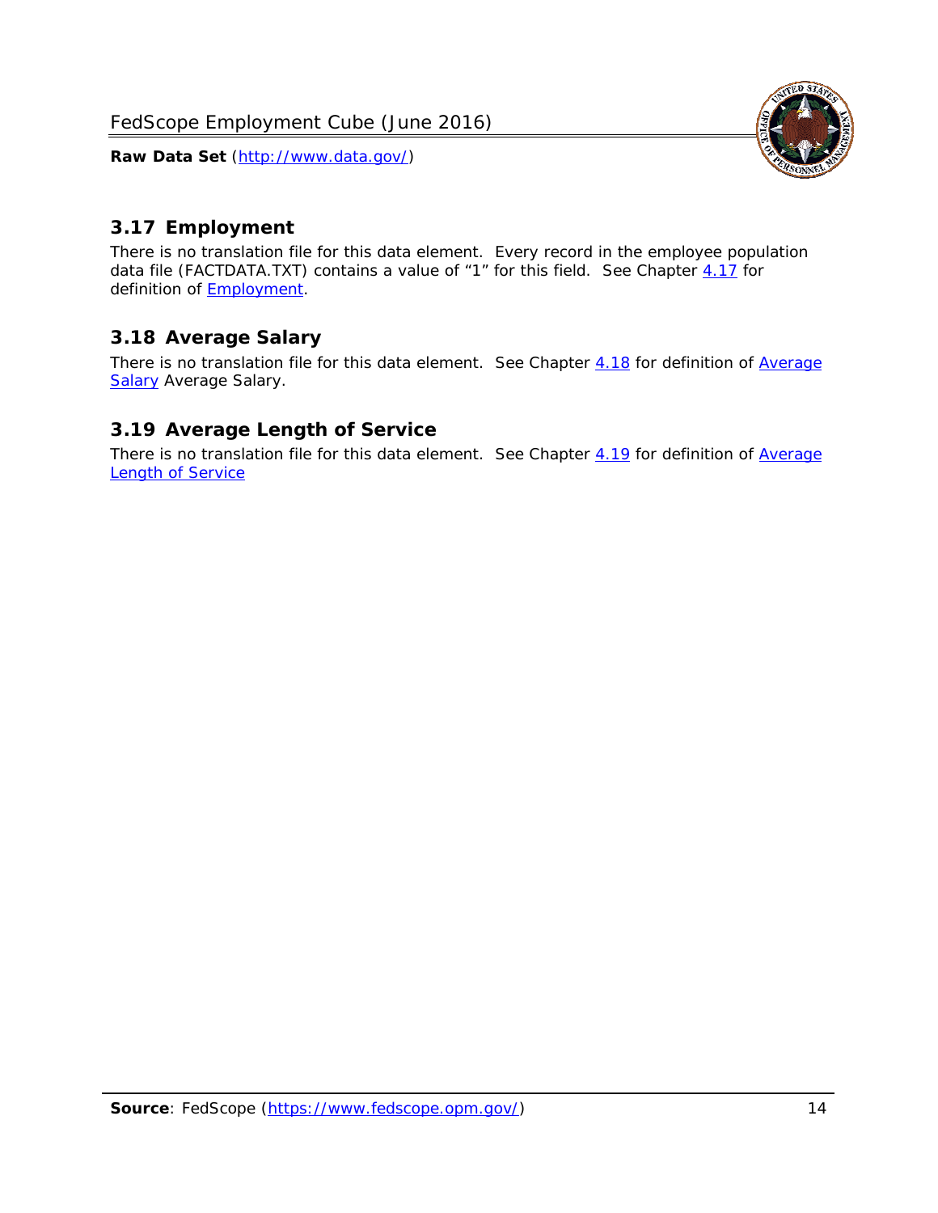## 3.17 Employment

There is no translation file for this data element. Every record in the employee population data file (FACTDATA.TXT) contains a value of "1" for this field. See Chapter 4.17 for definition of Employment.

## 3.18 Average Salary

There is no translation file for this data element. See Chapter 4.18 for definition of Average Salary Average Salary.

## 3.19 Average Length of Service

There is no translation file for this data element. See Chapter 4.19 for definition of Average Length of Service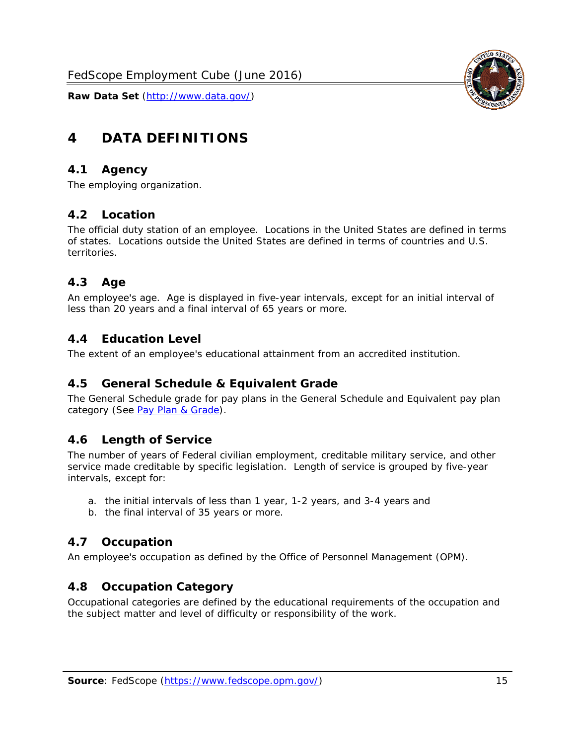# 4 DATA DEFINITIONS

## 4.1 Agency

The employing organization.

## 4.2 Location

The official duty station of an employee. Locations in the United States are defined in terms of states. Locations outside the United States are defined in terms of countries and U.S. territories.

## 4.3 Age

An employee's age. Age is displayed in five-year intervals, except for an initial interval of less than 20 years and a final interval of 65 years or more.

## 4.4 Education Level

The extent of an employee's educational attainment from an accredited institution.

## 4.5 General Schedule & Equivalent Grade

The General Schedule grade for pay plans in the General Schedule and Equivalent pay plan category (See Pay Plan & Grade).

## 4.6 Length of Service

The number of years of Federal civilian employment, creditable military service, and other service made creditable by specific legislation. Length of service is grouped by five-year intervals, except for:

a. the initial intervals of less than 1 year, 1-2 years, and 3-4 years and
b. the final interval of 35 years or more.

## 4.7 Occupation

An employee's occupation as defined by the Office of Personnel Management (OPM).

## 4.8 Occupation Category

Occupational categories are defined by the educational requirements of the occupation and the subject matter and level of difficulty or responsibility of the work.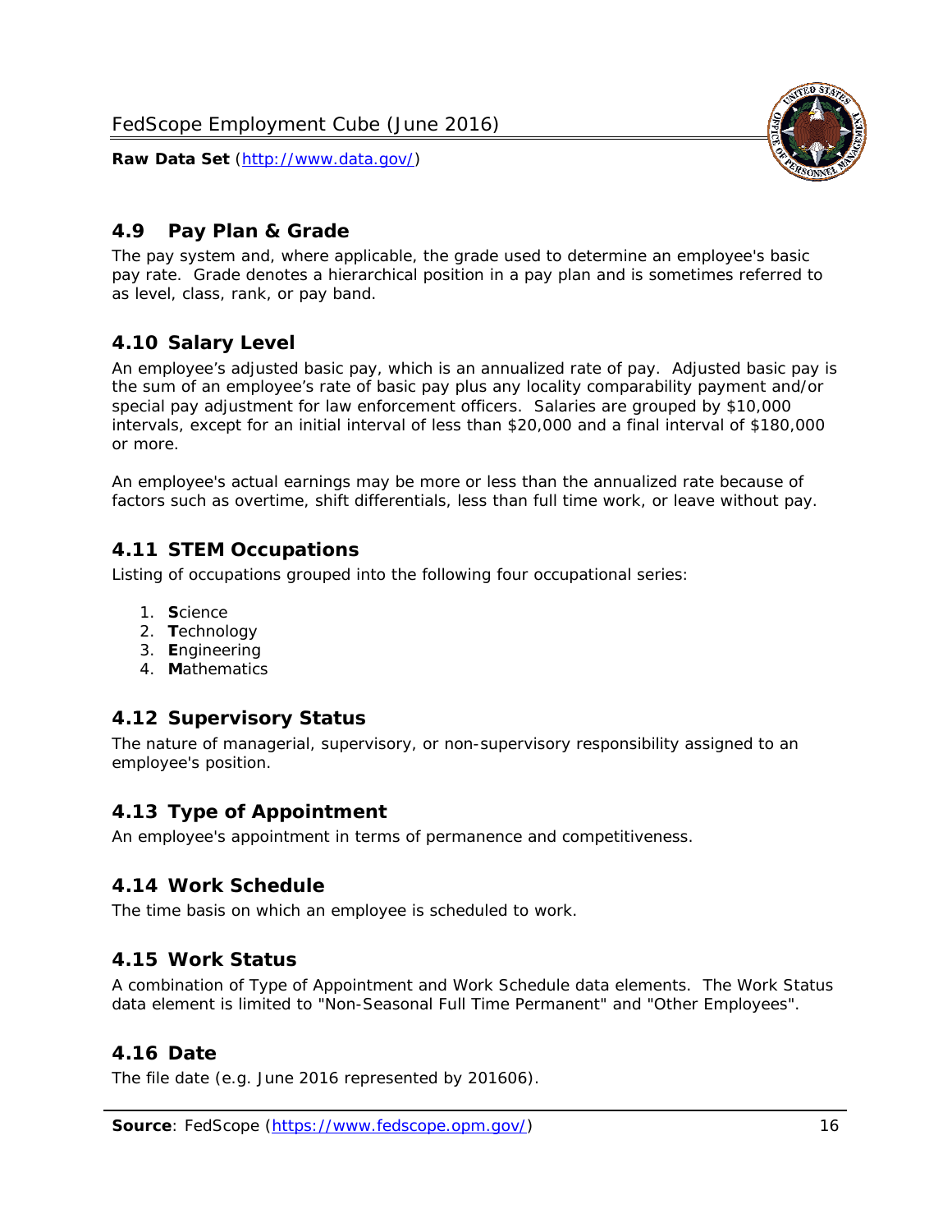## 4.9 Pay Plan & Grade

The pay system and, where applicable, the grade used to determine an employee's basic pay rate. Grade denotes a hierarchical position in a pay plan and is sometimes referred to as level, class, rank, or pay band.

## 4.10 Salary Level

An employee's adjusted basic pay, which is an annualized rate of pay. Adjusted basic pay is the sum of an employee's rate of basic pay plus any locality comparability payment and/or special pay adjustment for law enforcement officers. Salaries are grouped by $10,000 intervals, except for an initial interval of less than $20,000 and a final interval of $180,000 or more.

An employee's actual earnings may be more or less than the annualized rate because of factors such as overtime, shift differentials, less than full time work, or leave without pay.

## 4.11 STEM Occupations

Listing of occupations grouped into the following four occupational series:

1. **S**cience
2. **T**echnology
3. **E**ngineering
4. **M**athematics

## 4.12 Supervisory Status

The nature of managerial, supervisory, or non-supervisory responsibility assigned to an employee's position.

## 4.13 Type of Appointment

An employee's appointment in terms of permanence and competitiveness.

## 4.14 Work Schedule

The time basis on which an employee is scheduled to work.

## 4.15 Work Status

A combination of Type of Appointment and Work Schedule data elements. The Work Status data element is limited to "Non-Seasonal Full Time Permanent" and "Other Employees".

## 4.16 Date

The file date (e.g. June 2016 represented by 201606).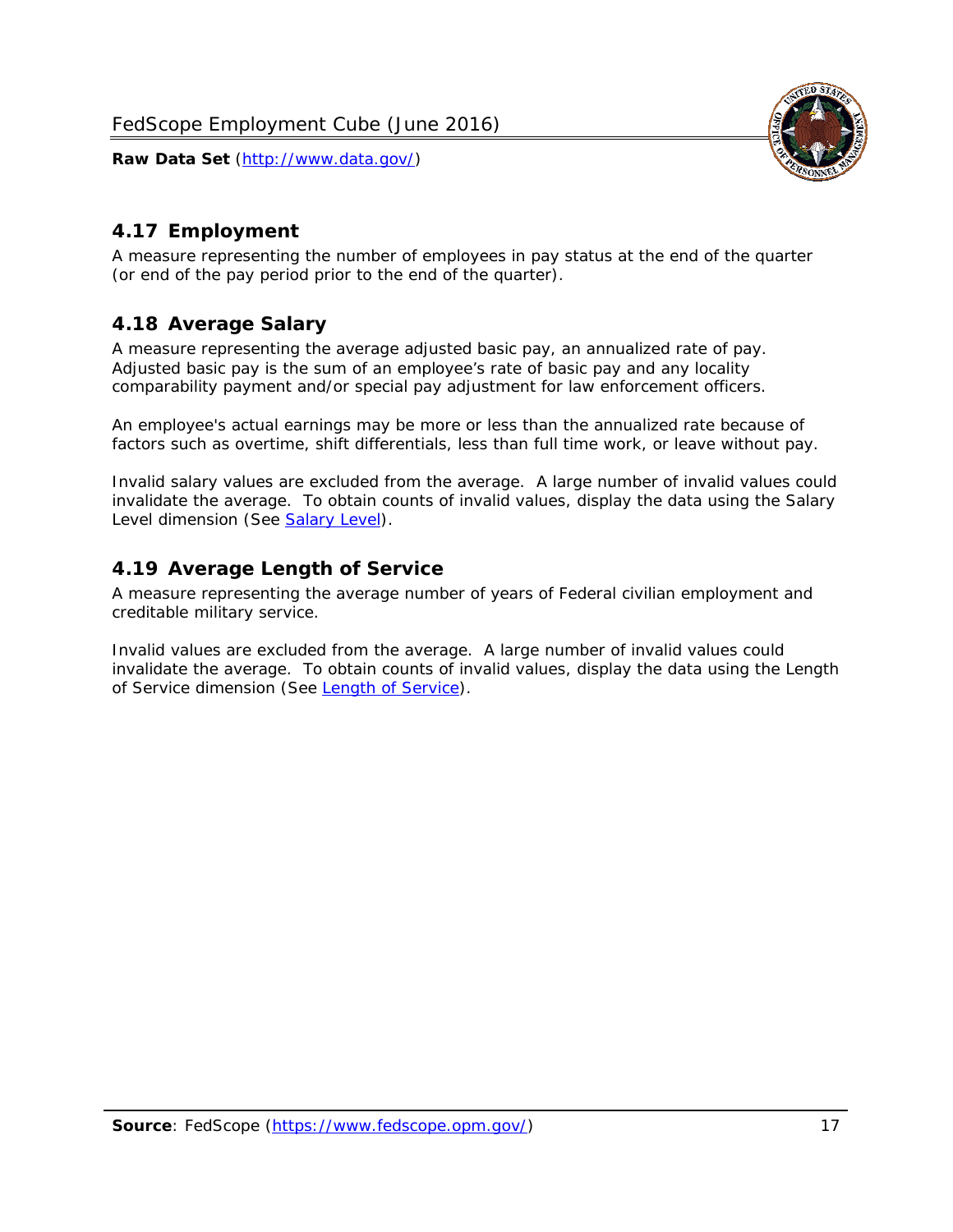## 4.17 Employment

A measure representing the number of employees in pay status at the end of the quarter (or end of the pay period prior to the end of the quarter).

## 4.18 Average Salary

A measure representing the average adjusted basic pay, an annualized rate of pay. Adjusted basic pay is the sum of an employee's rate of basic pay and any locality comparability payment and/or special pay adjustment for law enforcement officers.

An employee's actual earnings may be more or less than the annualized rate because of factors such as overtime, shift differentials, less than full time work, or leave without pay.

Invalid salary values are excluded from the average. A large number of invalid values could invalidate the average. To obtain counts of invalid values, display the data using the Salary Level dimension (See [Salary Level]).

## 4.19 Average Length of Service

A measure representing the average number of years of Federal civilian employment and creditable military service.

Invalid values are excluded from the average. A large number of invalid values could invalidate the average. To obtain counts of invalid values, display the data using the Length of Service dimension (See [Length of Service]).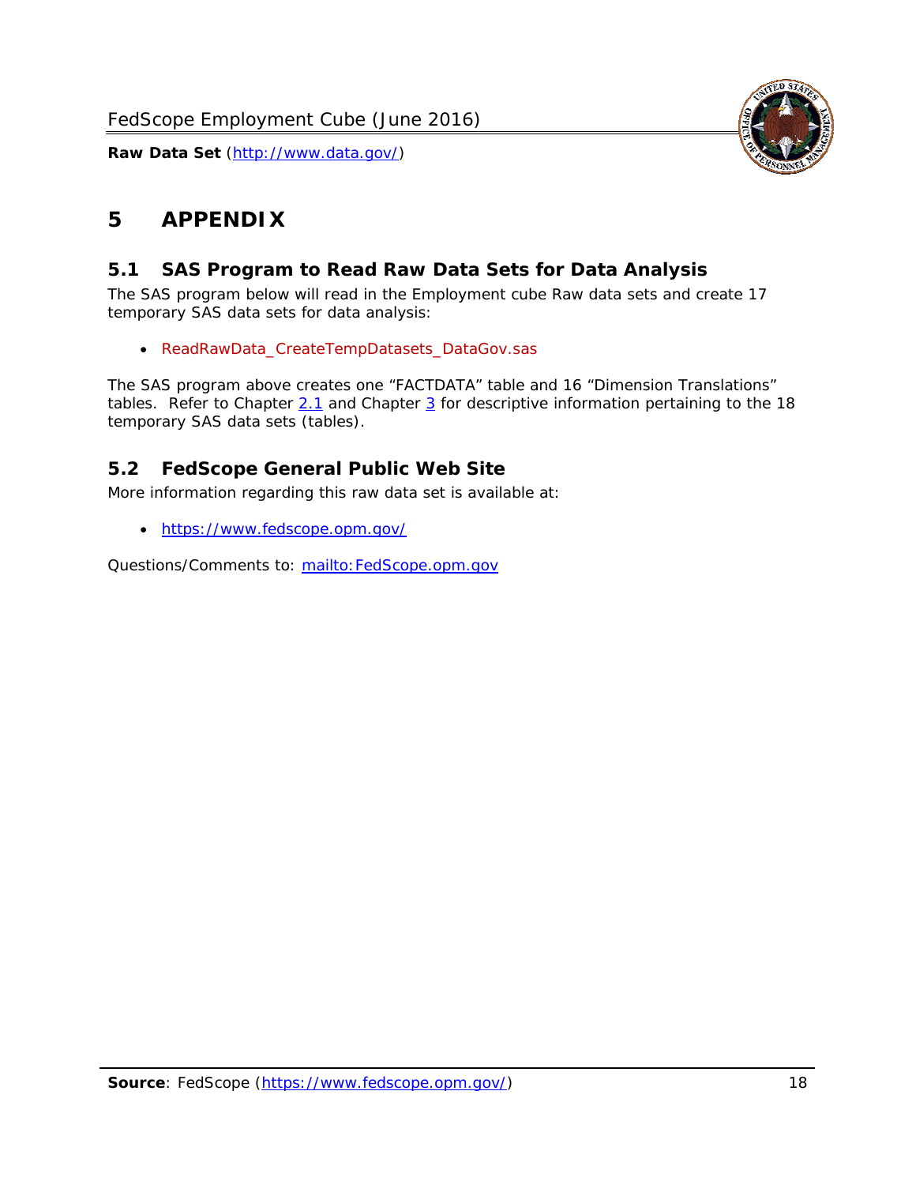# 5 APPENDIX

## 5.1 SAS Program to Read Raw Data Sets for Data Analysis

The SAS program below will read in the Employment cube Raw data sets and create 17 temporary SAS data sets for data analysis:

- ReadRawData_CreateTempDatasets_DataGov.sas

The SAS program above creates one "FACTDATA" table and 16 "Dimension Translations" tables. Refer to Chapter 2.1 and Chapter 3 for descriptive information pertaining to the 18 temporary SAS data sets (tables).

## 5.2 FedScope General Public Web Site

More information regarding this raw data set is available at:

- https://www.fedscope.opm.gov/

Questions/Comments to: mailto:FedScope.opm.gov